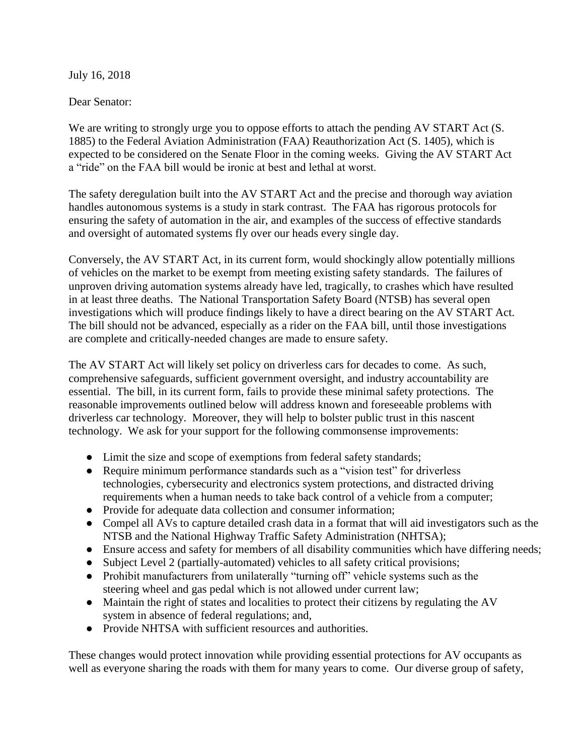July 16, 2018

Dear Senator:

We are writing to strongly urge you to oppose efforts to attach the pending AV START Act (S. 1885) to the Federal Aviation Administration (FAA) Reauthorization Act (S. 1405), which is expected to be considered on the Senate Floor in the coming weeks. Giving the AV START Act a "ride" on the FAA bill would be ironic at best and lethal at worst.

The safety deregulation built into the AV START Act and the precise and thorough way aviation handles autonomous systems is a study in stark contrast. The FAA has rigorous protocols for ensuring the safety of automation in the air, and examples of the success of effective standards and oversight of automated systems fly over our heads every single day.

Conversely, the AV START Act, in its current form, would shockingly allow potentially millions of vehicles on the market to be exempt from meeting existing safety standards. The failures of unproven driving automation systems already have led, tragically, to crashes which have resulted in at least three deaths. The National Transportation Safety Board (NTSB) has several open investigations which will produce findings likely to have a direct bearing on the AV START Act. The bill should not be advanced, especially as a rider on the FAA bill, until those investigations are complete and critically-needed changes are made to ensure safety.

The AV START Act will likely set policy on driverless cars for decades to come. As such, comprehensive safeguards, sufficient government oversight, and industry accountability are essential. The bill, in its current form, fails to provide these minimal safety protections. The reasonable improvements outlined below will address known and foreseeable problems with driverless car technology. Moreover, they will help to bolster public trust in this nascent technology. We ask for your support for the following commonsense improvements:

- Limit the size and scope of exemptions from federal safety standards;
- Require minimum performance standards such as a "vision test" for driverless technologies, cybersecurity and electronics system protections, and distracted driving requirements when a human needs to take back control of a vehicle from a computer;
- Provide for adequate data collection and consumer information;
- Compel all AVs to capture detailed crash data in a format that will aid investigators such as the NTSB and the National Highway Traffic Safety Administration (NHTSA);
- Ensure access and safety for members of all disability communities which have differing needs;
- Subject Level 2 (partially-automated) vehicles to all safety critical provisions;
- Prohibit manufacturers from unilaterally "turning off" vehicle systems such as the steering wheel and gas pedal which is not allowed under current law;
- Maintain the right of states and localities to protect their citizens by regulating the AV system in absence of federal regulations; and,
- Provide NHTSA with sufficient resources and authorities.

These changes would protect innovation while providing essential protections for AV occupants as well as everyone sharing the roads with them for many years to come. Our diverse group of safety,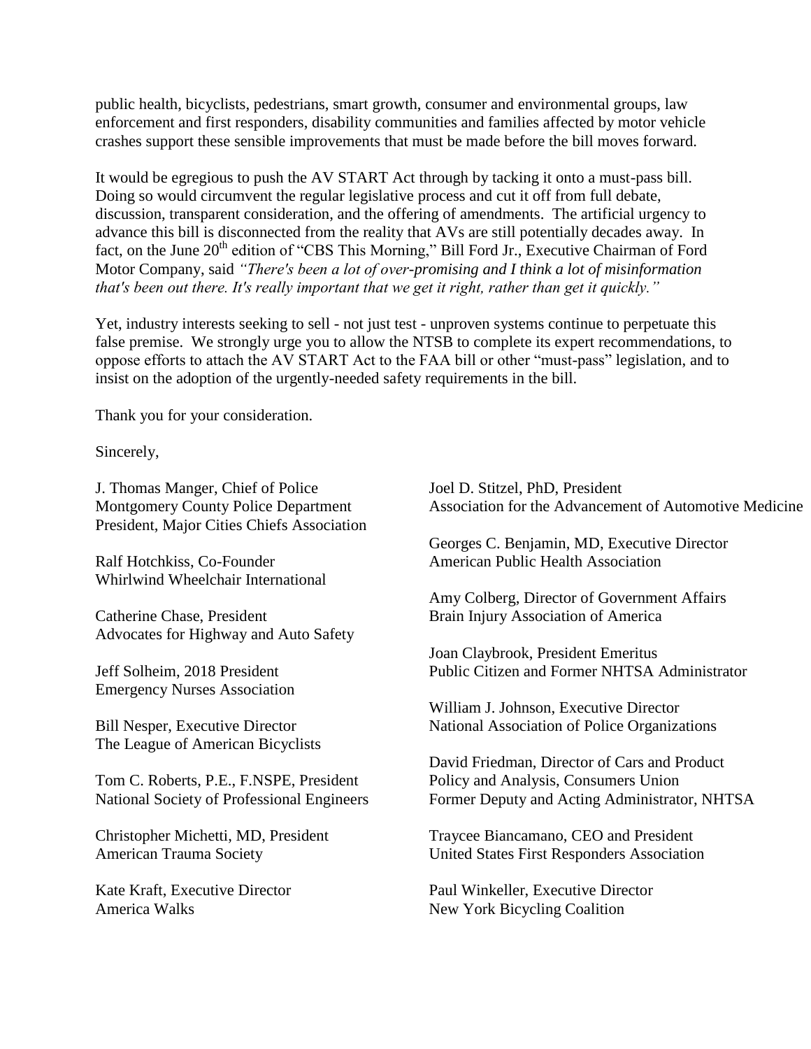public health, bicyclists, pedestrians, smart growth, consumer and environmental groups, law enforcement and first responders, disability communities and families affected by motor vehicle crashes support these sensible improvements that must be made before the bill moves forward.

It would be egregious to push the AV START Act through by tacking it onto a must-pass bill. Doing so would circumvent the regular legislative process and cut it off from full debate, discussion, transparent consideration, and the offering of amendments. The artificial urgency to advance this bill is disconnected from the reality that AVs are still potentially decades away. In fact, on the June 20th edition of "CBS This Morning," Bill Ford Jr., Executive Chairman of Ford Motor Company, said *"There's been a lot of over-promising and I think a lot of misinformation that's been out there. It's really important that we get it right, rather than get it quickly."*

Yet, industry interests seeking to sell - not just test - unproven systems continue to perpetuate this false premise. We strongly urge you to allow the NTSB to complete its expert recommendations, to oppose efforts to attach the AV START Act to the FAA bill or other "must-pass" legislation, and to insist on the adoption of the urgently-needed safety requirements in the bill.

Thank you for your consideration.

Sincerely,

J. Thomas Manger, Chief of Police
Montgomery County Police Department
President, Major Cities Chiefs Association

Ralf Hotchkiss, Co-Founder
Whirlwind Wheelchair International

Catherine Chase, President
Advocates for Highway and Auto Safety

Jeff Solheim, 2018 President
Emergency Nurses Association

Bill Nesper, Executive Director
The League of American Bicyclists

Tom C. Roberts, P.E., F.NSPE, President
National Society of Professional Engineers

Christopher Michetti, MD, President
American Trauma Society

Kate Kraft, Executive Director
America Walks

Joel D. Stitzel, PhD, President
Association for the Advancement of Automotive Medicine

Georges C. Benjamin, MD, Executive Director
American Public Health Association

Amy Colberg, Director of Government Affairs
Brain Injury Association of America

Joan Claybrook, President Emeritus
Public Citizen and Former NHTSA Administrator

William J. Johnson, Executive Director
National Association of Police Organizations

David Friedman, Director of Cars and Product Policy and Analysis, Consumers Union
Former Deputy and Acting Administrator, NHTSA

Traycee Biancamano, CEO and President
United States First Responders Association

Paul Winkeller, Executive Director
New York Bicycling Coalition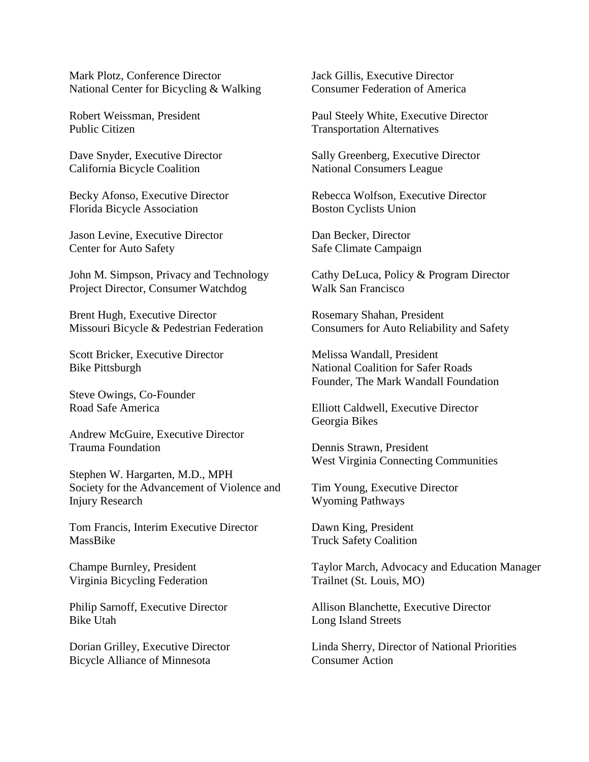Mark Plotz, Conference Director
National Center for Bicycling & Walking

Robert Weissman, President
Public Citizen

Dave Snyder, Executive Director
California Bicycle Coalition

Becky Afonso, Executive Director
Florida Bicycle Association

Jason Levine, Executive Director
Center for Auto Safety

John M. Simpson, Privacy and Technology
Project Director, Consumer Watchdog

Brent Hugh, Executive Director
Missouri Bicycle & Pedestrian Federation

Scott Bricker, Executive Director
Bike Pittsburgh

Steve Owings, Co-Founder
Road Safe America

Andrew McGuire, Executive Director
Trauma Foundation

Stephen W. Hargarten, M.D., MPH
Society for the Advancement of Violence and Injury Research

Tom Francis, Interim Executive Director
MassBike

Champe Burnley, President
Virginia Bicycling Federation

Philip Sarnoff, Executive Director
Bike Utah

Dorian Grilley, Executive Director
Bicycle Alliance of Minnesota

Jack Gillis, Executive Director
Consumer Federation of America

Paul Steely White, Executive Director
Transportation Alternatives

Sally Greenberg, Executive Director
National Consumers League

Rebecca Wolfson, Executive Director
Boston Cyclists Union

Dan Becker, Director
Safe Climate Campaign

Cathy DeLuca, Policy & Program Director
Walk San Francisco

Rosemary Shahan, President
Consumers for Auto Reliability and Safety

Melissa Wandall, President
National Coalition for Safer Roads
Founder, The Mark Wandall Foundation

Elliott Caldwell, Executive Director
Georgia Bikes

Dennis Strawn, President
West Virginia Connecting Communities

Tim Young, Executive Director
Wyoming Pathways

Dawn King, President
Truck Safety Coalition

Taylor March, Advocacy and Education Manager
Trailnet (St. Louis, MO)

Allison Blanchette, Executive Director
Long Island Streets

Linda Sherry, Director of National Priorities
Consumer Action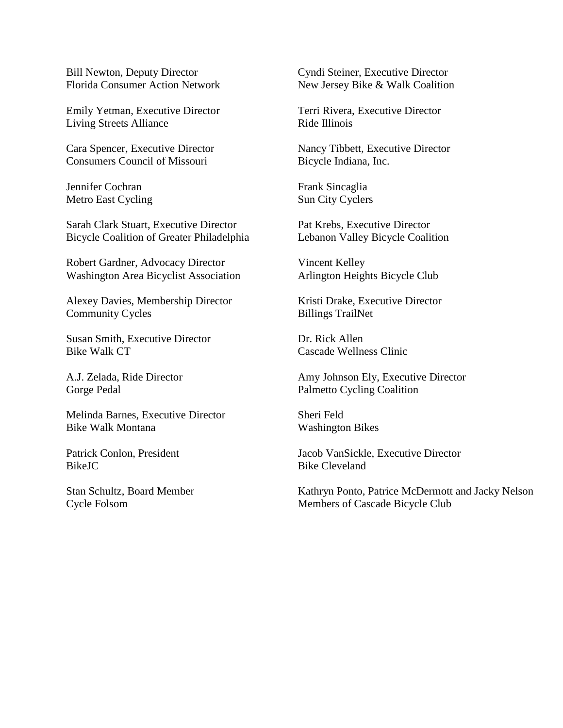Bill Newton, Deputy Director
Florida Consumer Action Network

Emily Yetman, Executive Director
Living Streets Alliance

Cara Spencer, Executive Director
Consumers Council of Missouri

Jennifer Cochran
Metro East Cycling

Sarah Clark Stuart, Executive Director
Bicycle Coalition of Greater Philadelphia

Robert Gardner, Advocacy Director
Washington Area Bicyclist Association

Alexey Davies, Membership Director
Community Cycles

Susan Smith, Executive Director
Bike Walk CT

A.J. Zelada, Ride Director
Gorge Pedal

Melinda Barnes, Executive Director
Bike Walk Montana

Patrick Conlon, President
BikeJC

Stan Schultz, Board Member
Cycle Folsom

Cyndi Steiner, Executive Director
New Jersey Bike & Walk Coalition

Terri Rivera, Executive Director
Ride Illinois

Nancy Tibbett, Executive Director
Bicycle Indiana, Inc.

Frank Sincaglia
Sun City Cyclers

Pat Krebs, Executive Director
Lebanon Valley Bicycle Coalition

Vincent Kelley
Arlington Heights Bicycle Club

Kristi Drake, Executive Director
Billings TrailNet

Dr. Rick Allen
Cascade Wellness Clinic

Amy Johnson Ely, Executive Director
Palmetto Cycling Coalition

Sheri Feld
Washington Bikes

Jacob VanSickle, Executive Director
Bike Cleveland

Kathryn Ponto, Patrice McDermott and Jacky Nelson
Members of Cascade Bicycle Club